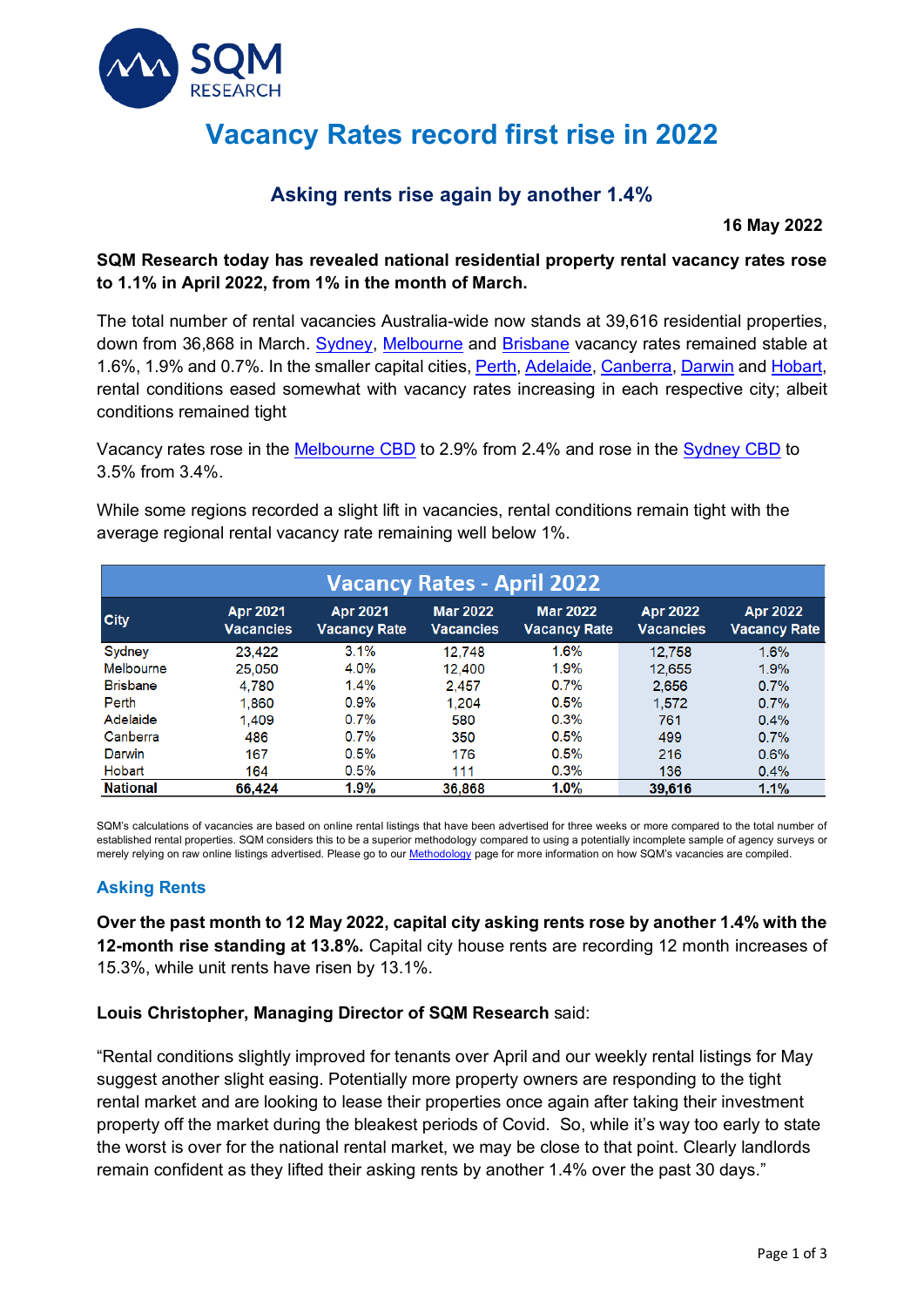# Vacancy Rates record first rise in 2022

## Asking rents rise again by another 1.4%

**16 May 2022**

**SQM Research today has revealed national residential property rental vacancy rates rose to 1.1% in April 2022, from 1% in the month of March.**

The total number of rental vacancies Australia-wide now stands at 39,616 residential properties, down from 36,868 in March. Sydney, Melbourne and Brisbane vacancy rates remained stable at 1.6%, 1.9% and 0.7%. In the smaller capital cities, Perth, Adelaide, Canberra, Darwin and Hobart, rental conditions eased somewhat with vacancy rates increasing in each respective city; albeit conditions remained tight

Vacancy rates rose in the Melbourne CBD to 2.9% from 2.4% and rose in the Sydney CBD to 3.5% from 3.4%.

While some regions recorded a slight lift in vacancies, rental conditions remain tight with the average regional rental vacancy rate remaining well below 1%.

| Vacancy Rates - April 2022 | | | | | | |
|---|---|---|---|---|---|---|
| City | Apr 2021 Vacancies | Apr 2021 Vacancy Rate | Mar 2022 Vacancies | Mar 2022 Vacancy Rate | Apr 2022 Vacancies | Apr 2022 Vacancy Rate |
| Sydney | 23,422 | 3.1% | 12,748 | 1.6% | 12,758 | 1.6% |
| Melbourne | 25,050 | 4.0% | 12,400 | 1.9% | 12,655 | 1.9% |
| Brisbane | 4,780 | 1.4% | 2,457 | 0.7% | 2,656 | 0.7% |
| Perth | 1,860 | 0.9% | 1,204 | 0.5% | 1,572 | 0.7% |
| Adelaide | 1,409 | 0.7% | 580 | 0.3% | 761 | 0.4% |
| Canberra | 486 | 0.7% | 350 | 0.5% | 499 | 0.7% |
| Darwin | 167 | 0.5% | 176 | 0.5% | 216 | 0.6% |
| Hobart | 164 | 0.5% | 111 | 0.3% | 136 | 0.4% |
| **National** | **66,424** | **1.9%** | **36,868** | **1.0%** | **39,616** | **1.1%** |

SQM's calculations of vacancies are based on online rental listings that have been advertised for three weeks or more compared to the total number of established rental properties. SQM considers this to be a superior methodology compared to using a potentially incomplete sample of agency surveys or merely relying on raw online listings advertised. Please go to our Methodology page for more information on how SQM's vacancies are compiled.

### Asking Rents

**Over the past month to 12 May 2022, capital city asking rents rose by another 1.4% with the 12-month rise standing at 13.8%.** Capital city house rents are recording 12 month increases of 15.3%, while unit rents have risen by 13.1%.

**Louis Christopher, Managing Director of SQM Research** said:

"Rental conditions slightly improved for tenants over April and our weekly rental listings for May suggest another slight easing. Potentially more property owners are responding to the tight rental market and are looking to lease their properties once again after taking their investment property off the market during the bleakest periods of Covid. So, while it's way too early to state the worst is over for the national rental market, we may be close to that point. Clearly landlords remain confident as they lifted their asking rents by another 1.4% over the past 30 days."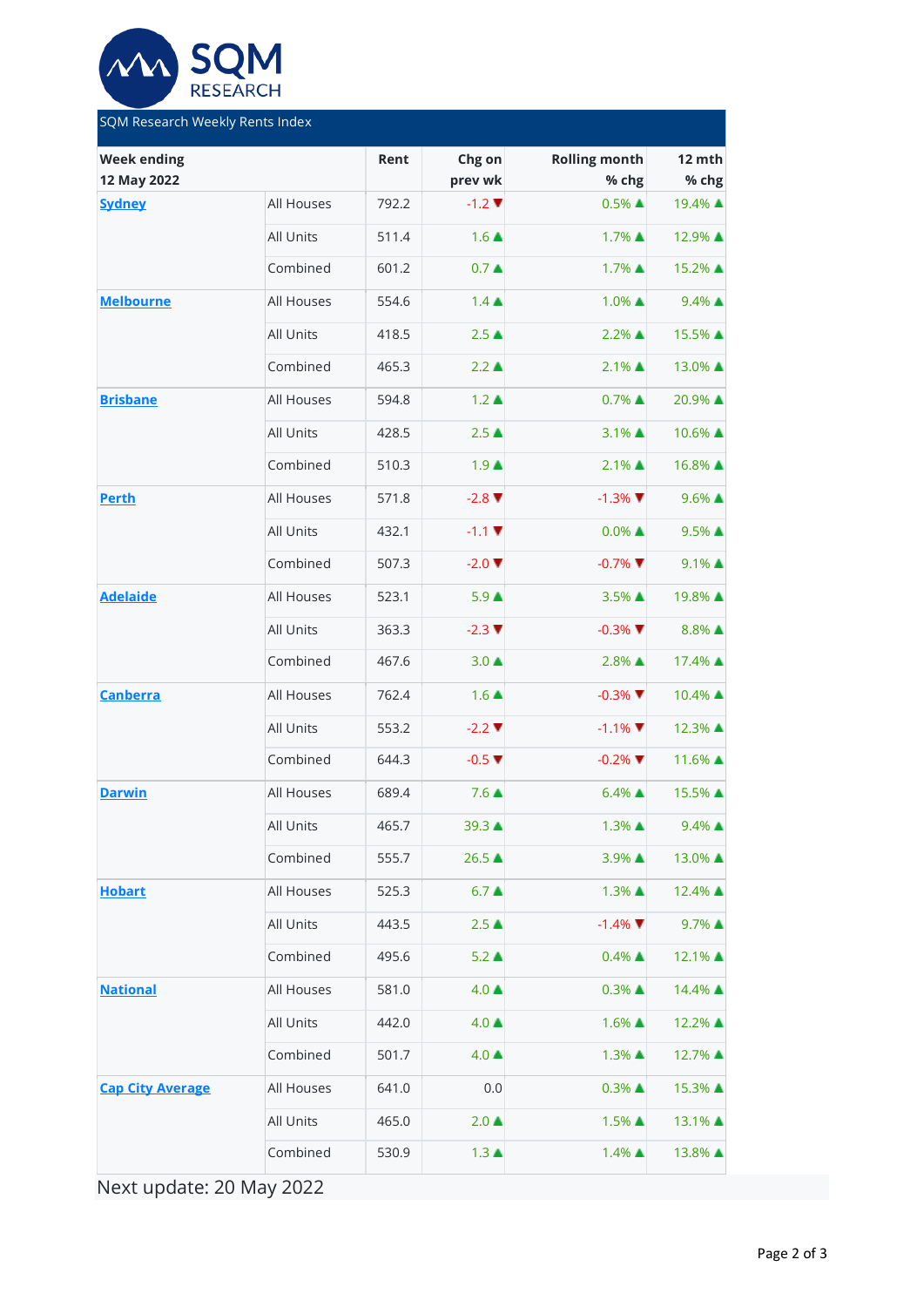SQM RESEARCH

SQM Research Weekly Rents Index

| Week ending 12 May 2022 | | Rent | Chg on prev wk | Rolling month % chg | 12 mth % chg |
|---|---|---|---|---|---|
| Sydney | All Houses | 792.2 | -1.2 ▼ | 0.5% ▲ | 19.4% ▲ |
| | All Units | 511.4 | 1.6 ▲ | 1.7% ▲ | 12.9% ▲ |
| | Combined | 601.2 | 0.7 ▲ | 1.7% ▲ | 15.2% ▲ |
| Melbourne | All Houses | 554.6 | 1.4 ▲ | 1.0% ▲ | 9.4% ▲ |
| | All Units | 418.5 | 2.5 ▲ | 2.2% ▲ | 15.5% ▲ |
| | Combined | 465.3 | 2.2 ▲ | 2.1% ▲ | 13.0% ▲ |
| Brisbane | All Houses | 594.8 | 1.2 ▲ | 0.7% ▲ | 20.9% ▲ |
| | All Units | 428.5 | 2.5 ▲ | 3.1% ▲ | 10.6% ▲ |
| | Combined | 510.3 | 1.9 ▲ | 2.1% ▲ | 16.8% ▲ |
| Perth | All Houses | 571.8 | -2.8 ▼ | -1.3% ▼ | 9.6% ▲ |
| | All Units | 432.1 | -1.1 ▼ | 0.0% ▲ | 9.5% ▲ |
| | Combined | 507.3 | -2.0 ▼ | -0.7% ▼ | 9.1% ▲ |
| Adelaide | All Houses | 523.1 | 5.9 ▲ | 3.5% ▲ | 19.8% ▲ |
| | All Units | 363.3 | -2.3 ▼ | -0.3% ▼ | 8.8% ▲ |
| | Combined | 467.6 | 3.0 ▲ | 2.8% ▲ | 17.4% ▲ |
| Canberra | All Houses | 762.4 | 1.6 ▲ | -0.3% ▼ | 10.4% ▲ |
| | All Units | 553.2 | -2.2 ▼ | -1.1% ▼ | 12.3% ▲ |
| | Combined | 644.3 | -0.5 ▼ | -0.2% ▼ | 11.6% ▲ |
| Darwin | All Houses | 689.4 | 7.6 ▲ | 6.4% ▲ | 15.5% ▲ |
| | All Units | 465.7 | 39.3 ▲ | 1.3% ▲ | 9.4% ▲ |
| | Combined | 555.7 | 26.5 ▲ | 3.9% ▲ | 13.0% ▲ |
| Hobart | All Houses | 525.3 | 6.7 ▲ | 1.3% ▲ | 12.4% ▲ |
| | All Units | 443.5 | 2.5 ▲ | -1.4% ▼ | 9.7% ▲ |
| | Combined | 495.6 | 5.2 ▲ | 0.4% ▲ | 12.1% ▲ |
| National | All Houses | 581.0 | 4.0 ▲ | 0.3% ▲ | 14.4% ▲ |
| | All Units | 442.0 | 4.0 ▲ | 1.6% ▲ | 12.2% ▲ |
| | Combined | 501.7 | 4.0 ▲ | 1.3% ▲ | 12.7% ▲ |
| Cap City Average | All Houses | 641.0 | 0.0 | 0.3% ▲ | 15.3% ▲ |
| | All Units | 465.0 | 2.0 ▲ | 1.5% ▲ | 13.1% ▲ |
| | Combined | 530.9 | 1.3 ▲ | 1.4% ▲ | 13.8% ▲ |

Next update: 20 May 2022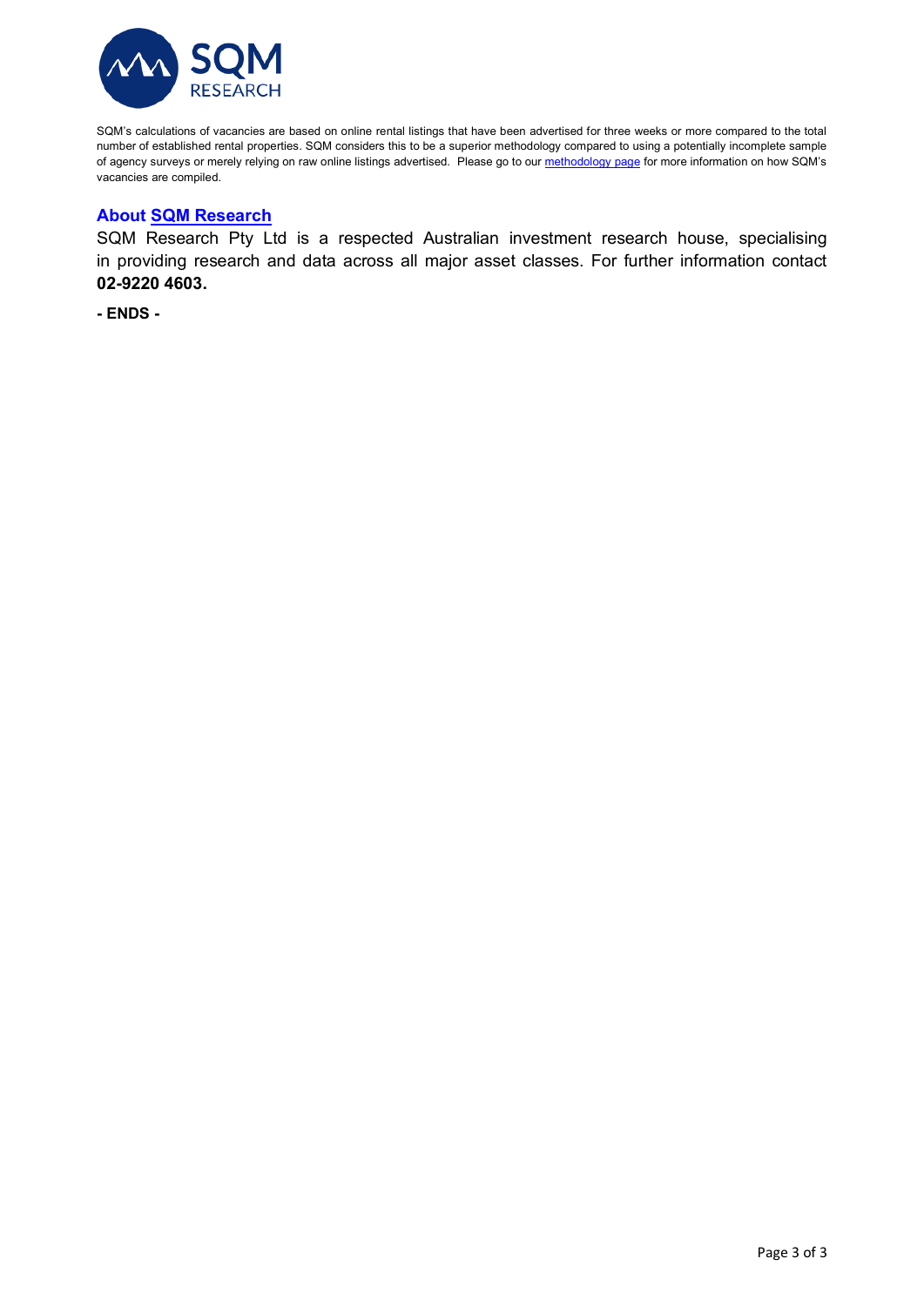SQM's calculations of vacancies are based on online rental listings that have been advertised for three weeks or more compared to the total number of established rental properties. SQM considers this to be a superior methodology compared to using a potentially incomplete sample of agency surveys or merely relying on raw online listings advertised. Please go to our methodology page for more information on how SQM's vacancies are compiled.

### About SQM Research

SQM Research Pty Ltd is a respected Australian investment research house, specialising in providing research and data across all major asset classes. For further information contact **02-9220 4603.**

**- ENDS -**